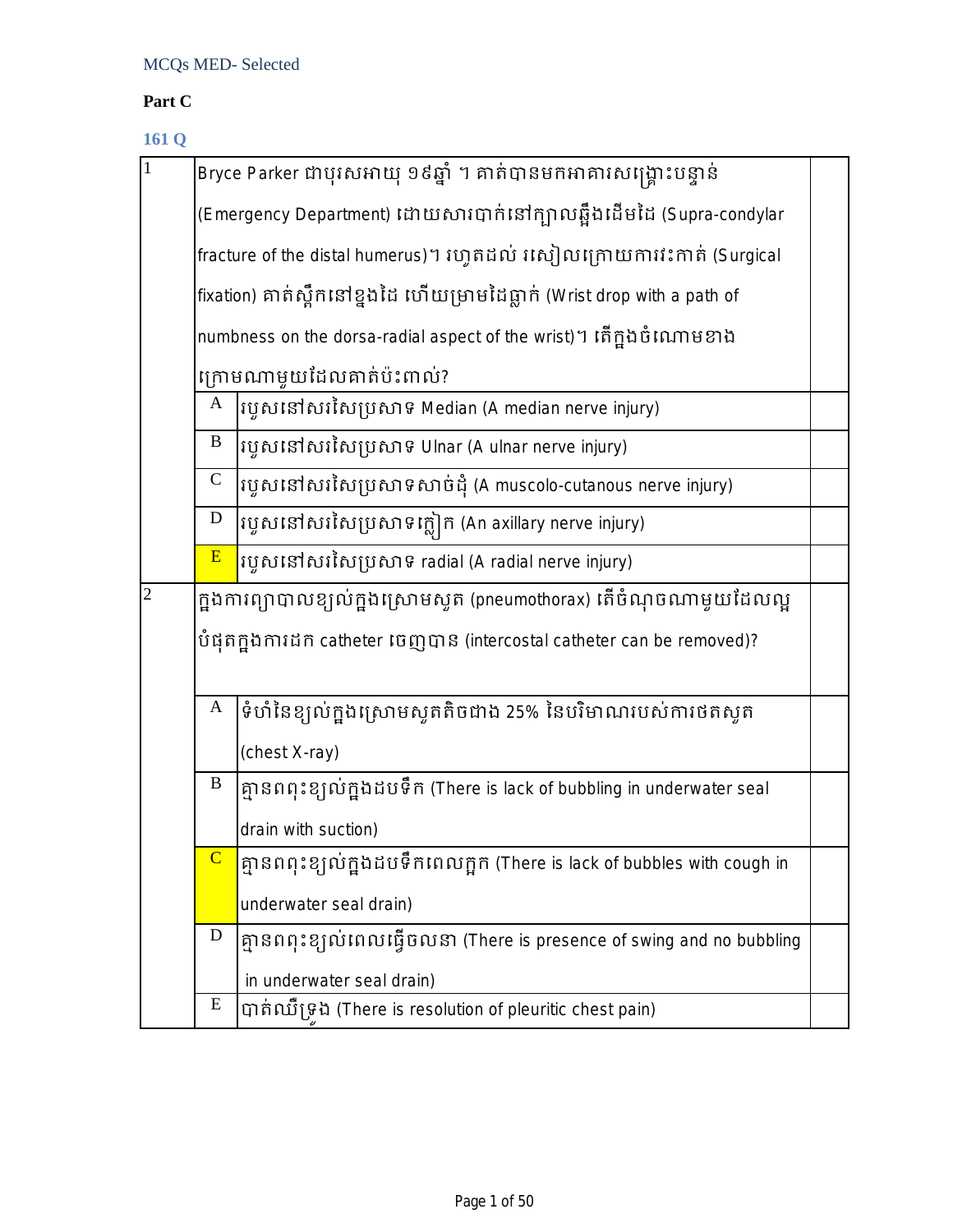MCQs MED- Selected

**Part C**

**161 Q**

| | | | |
|---|---|---|---|
| 1 | Bryce Parker ជាបុរសអាយុ ១៩ឆ្នាំ ។ គាត់បានមកអាគារសង្គ្រោះបន្ទាន់ (Emergency Department) ដោយសារបាក់នៅក្បាលឆ្អឹងដើមដៃ (Supra-condylar fracture of the distal humerus)។ រហូតដល់ រសៀលក្រោយការវះកាត់ (Surgical fixation) គាត់ស្ពឹកនៅខ្នងដៃ ហើយម្រាមដៃធ្លាក់ (Wrist drop with a path of numbness on the dorsa-radial aspect of the wrist)។ តើក្នុងចំណោមខាងក្រោមណាមួយដែលគាត់ប៉ះពាល់? | | |
| | A | របួសនៅសរសៃប្រសាទ Median (A median nerve injury) | |
| | B | របួសនៅសរសៃប្រសាទ Ulnar (A ulnar nerve injury) | |
| | C | របួសនៅសរសៃប្រសាទសាច់ដុំ (A muscolo-cutanous nerve injury) | |
| | D | របួសនៅសរសៃប្រសាទក្លៀក (An axillary nerve injury) | |
| | E | របួសនៅសរសៃប្រសាទ radial (A radial nerve injury) | |
| 2 | ក្នុងការព្យាបាលខ្យល់ក្នុងស្រោមសួត (pneumothorax) តើចំណុចណាមួយដែលល្អបំផុតក្នុងការដក catheter ចេញបាន (intercostal catheter can be removed)? | | |
| | A | ទំហំនៃខ្យល់ក្នុងស្រោមសួតតិចជាង 25% នៃបរិមាណរបស់ការថតសួត (chest X-ray) | |
| | B | គ្មានពពុះខ្យល់ក្នុងដបទឹក (There is lack of bubbling in underwater seal drain with suction) | |
| | C | គ្មានពពុះខ្យល់ក្នុងដបទឹកពេលក្អក (There is lack of bubbles with cough in underwater seal drain) | |
| | D | គ្មានពពុះខ្យល់ពេលធ្វើចលនា (There is presence of swing and no bubbling in underwater seal drain) | |
| | E | បាត់ឈឺទ្រូង (There is resolution of pleuritic chest pain) | |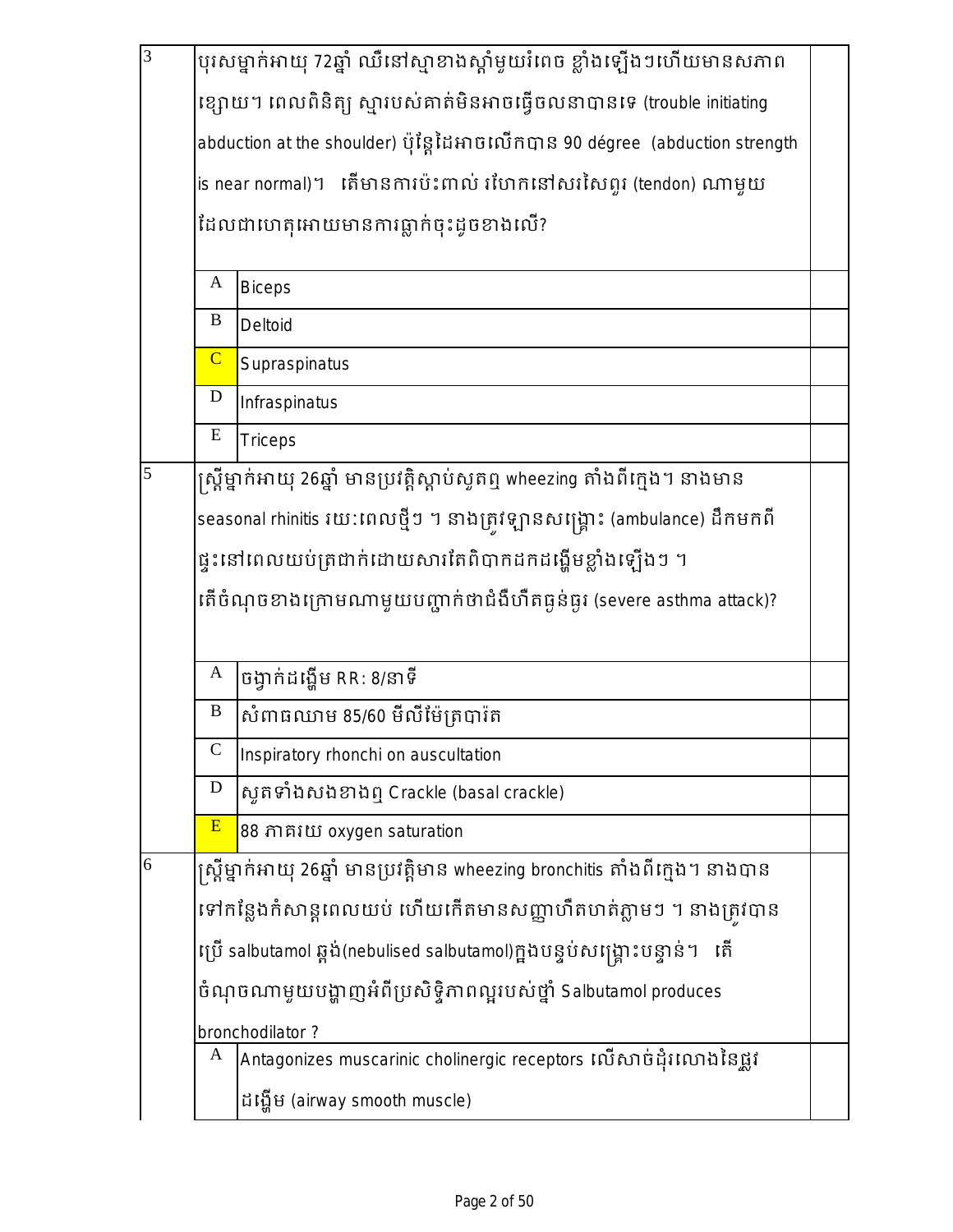| | | | |
|---|---|---|---|
| 3 | បុរសម្នាក់អាយុ 72ឆ្នាំ ឈឺនៅស្មាខាងស្តាំមួយរំពេច ខ្លាំងឡើងៗហើយមានសភាពខ្សោយ។ ពេលពិនិត្យ ស្មារបស់គាត់មិនអាចធ្វើចលនាបានទេ (trouble initiating abduction at the shoulder) ប៉ុន្តែដៃអាចលើកបាន 90 dégree (abduction strength is near normal)។ តើមានការប៉ះពាល់ រហែកនៅសរសៃពួរ (tendon) ណាមួយដែលជាហេតុអោយមានការធ្លាក់ចុះដូចខាងលើ? | | |
| | A | Biceps | |
| | B | Deltoid | |
| | **C** | Supraspinatus | |
| | D | Infraspinatus | |
| | E | Triceps | |
| 5 | ស្ត្រីម្នាក់អាយុ 26ឆ្នាំ មានប្រវត្តិស្តាប់សូតឮ wheezing តាំងពីក្មេង។ នាងមាន seasonal rhinitis រយៈពេលថ្មីៗ ។ នាងត្រូវឡានសង្គ្រោះ (ambulance) ដឹកមកពីផ្ទះនៅពេលយប់ត្រជាក់ដោយសារតែពិបាកដកដង្ហើមខ្លាំងឡើងៗ ។ តើចំណុចខាងក្រោមណាមួយបញ្ជាក់ថាជំងឺហឺតធ្ងន់ធ្ងរ (severe asthma attack)? | | |
| | A | ចង្វាក់ដង្ហើម RR: 8/នាទី | |
| | B | សំពាធឈាម 85/60 មីលីម៉ែត្របារ៉ត | |
| | C | Inspiratory rhonchi on auscultation | |
| | D | សូតទាំងសងខាងឮ Crackle (basal crackle) | |
| | **E** | 88 ភាគរយ oxygen saturation | |
| 6 | ស្ត្រីម្នាក់អាយុ 26ឆ្នាំ មានប្រវត្តិមាន wheezing bronchitis តាំងពីក្មេង។ នាងបានទៅកន្លែងកំសាន្តពេលយប់ ហើយកើតមានសញ្ញាហឺតហត់ភ្លាមៗ ។ នាងត្រូវបានប្រើ salbutamol ផ្លុំ(nebulised salbutamol)ក្នុងបន្ទប់សង្គ្រោះបន្ទាន់។ តើចំណុចណាមួយបង្ហាញអំពីប្រសិទ្ធិភាពល្អរបស់ថ្នាំ Salbutamol produces bronchodilator ? | | |
| | A | Antagonizes muscarinic cholinergic receptors លើសាច់ដុំរលោងនៃផ្លូវដង្ហើម (airway smooth muscle) | |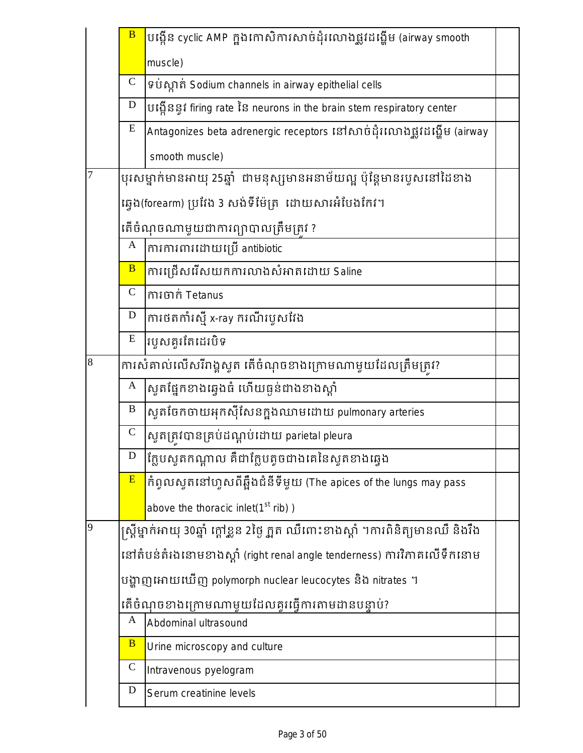| | | | |
|---|---|---|---|
| | B | បង្កើន cyclic AMP ក្នុងកោសិការសាច់ដុំរលោងផ្លូវដង្ហើម (airway smooth muscle) | |
| | C | ទប់ស្កាត់ Sodium channels in airway epithelial cells | |
| | D | បង្កើននូវ firing rate នៃ neurons in the brain stem respiratory center | |
| | E | Antagonizes beta adrenergic receptors នៅសាច់ដុំរលោងផ្លូវដង្ហើម (airway smooth muscle) | |
| 7 | បុរសម្នាក់មានអាយុ 25ឆ្នាំ ជាមនុស្សមានអនាម័យល្អ ប៉ុន្តែមានរបួសនៅដៃខាងឆ្វេង(forearm) ប្រវែង 3 សង់ទីម៉ែត្រ ដោយសារអំបែងកែវ។ តើចំណុចណាមួយជាការព្យាបាលត្រឹមត្រូវ ? | | |
| | A | ការការពារដោយប្រើ antibiotic | |
| | B | ការជ្រើសរើសយកការលាងសំអាតដោយ Saline | |
| | C | ការចាក់ Tetanus | |
| | D | ការថតកាំរស្មី x-ray ករណីរបួសវែង | |
| | E | របួសគួរតែដេរបិទ | |
| 8 | ការសំគាល់លើសរីរាង្គសួត តើចំណុចខាងក្រោមណាមួយដែលត្រឹមត្រូវ? | | |
| | A | សួតផ្នែកខាងឆ្វេងធំ ហើយធ្ងន់ជាងខាងស្តាំ | |
| | B | សួតចែកចាយអុកស៊ីសែនក្នុងឈាមដោយ pulmonary arteries | |
| | C | សួតត្រូវបានគ្របដណ្តប់ដោយ parietal pleura | |
| | D | ក្លែបសួតកណ្តាល គឺជាក្លែបតូចជាងគេនៃសួតខាងឆ្វេង | |
| | E | កំពូលសួតនៅហួសពីឆ្អឹងជំនីទីមួយ (The apices of the lungs may pass above the thoracic inlet($1^{st}$ rib) ) | |
| 9 | ស្ត្រីម្នាក់អាយុ 30ឆ្នាំ ក្តៅខ្លួន 2ថ្ងៃ ក្អួត ឈឺពោះខាងស្តាំ ។ការពិនិត្យមានឈឺ និងរឹងនៅតំបន់តំរងនោមខាងស្តាំ (right renal angle tenderness) ការវិភាគលើទឹកនោមបង្ហាញអោយឃើញ polymorph nuclear leucocytes និង nitrates ។ តើចំណុចខាងក្រោមណាមួយដែលគួរធ្វើការតាមដានបន្ទាប់? | | |
| | A | Abdominal ultrasound | |
| | B | Urine microscopy and culture | |
| | C | Intravenous pyelogram | |
| | D | Serum creatinine levels | |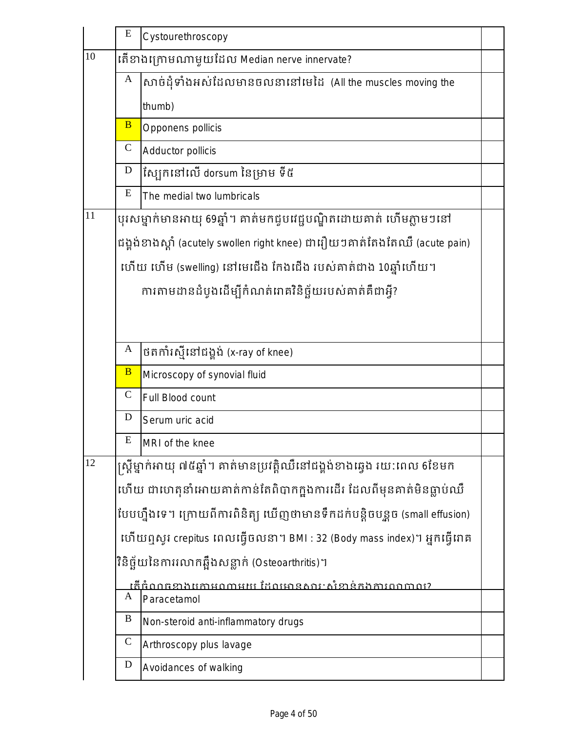| | | | |
|---|---|---|---|
| | E | Cystourethroscopy | |
| 10 | តើខាងក្រោមណាមួយដែល Median nerve innervate? | | |
| | A | សាច់ដុំទាំងអស់ដែលមានចលនានៅមេដៃ (All the muscles moving the thumb) | |
| | **B** | Opponens pollicis | |
| | C | Adductor pollicis | |
| | D | ស្បែកនៅលើ dorsum នៃម្រាម ទី៥ | |
| | E | The medial two lumbricals | |
| 11 | បុរសម្នាក់មានអាយុ 69ឆ្នាំ។ គាត់មកជួបវេជ្ជបណ្ឌិតដោយគាត់ ហើមភ្លាមៗនៅជង្គង់ខាងស្តាំ (acutely swollen right knee) ជារឿយៗគាត់តែងតែឈឺ (acute pain) ហើយ ហើម (swelling) នៅមេជើង កែងជើង របស់គាត់ជាង 10ឆ្នាំហើយ។ ការតាមដានដំបូងដើម្បីកំណត់រោគវិនិច្ឆ័យរបស់គាត់គឺជាអ្វី? | | |
| | A | ថតកាំរស្មីនៅជង្គង់ (x-ray of knee) | |
| | **B** | Microscopy of synovial fluid | |
| | C | Full Blood count | |
| | D | Serum uric acid | |
| | E | MRI of the knee | |
| 12 | ស្ត្រីម្នាក់អាយុ ៧៥ឆ្នាំ។ គាត់មានប្រវត្តិឈឺនៅជង្គង់ខាងឆ្វេង រយៈពេល 6ខែមកហើយ ជាហេតុនាំអោយគាត់កាន់តែពិបាកក្នុងការដើរ ដែលពីមុនគាត់មិនធ្លាប់ឈឺបែបហ្នឹងទេ។ ក្រោយពីការពិនិត្យ ឃើញថាមានទឹកដក់បន្តិចបន្តួច (small effusion) ហើយឮសូរ crepitus ពេលធ្វើចលនា។ BMI : 32 (Body mass index)។ អ្នកធ្វើរោគវិនិច្ឆ័យនៃការរលាកឆ្អឹងសន្លាក់ (Osteoarthritis)។ តើចំណុចខាងក្រោមណាមួយ ដែលមានសារៈសំខាន់ក្នុងការព្យាបាល? | | |
| | A | Paracetamol | |
| | B | Non-steroid anti-inflammatory drugs | |
| | C | Arthroscopy plus lavage | |
| | D | Avoidances of walking | |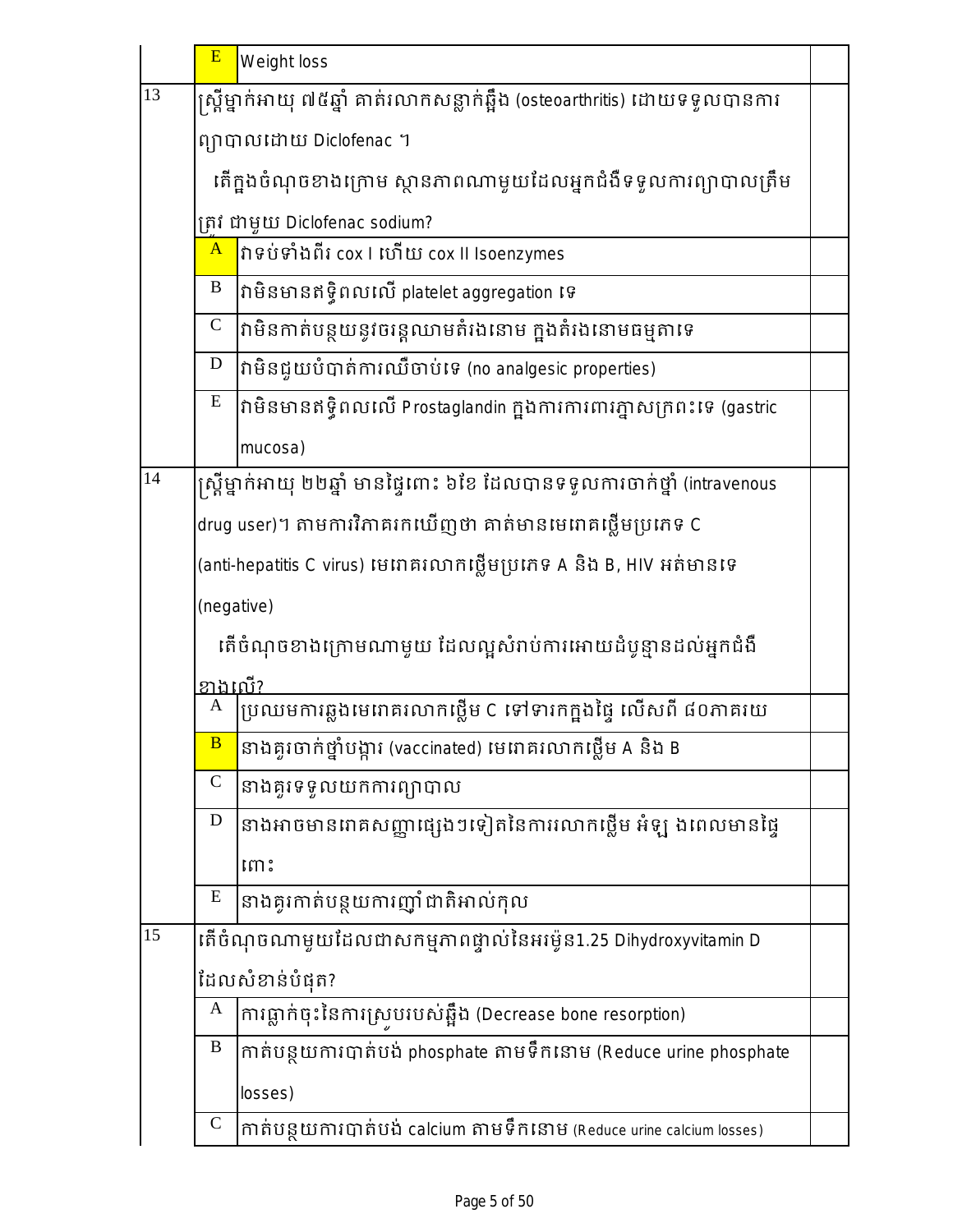| | | | |
|---|---|---|---|
| | E | Weight loss | |
| 13 | ស្ត្រីម្នាក់អាយុ ៧៥ឆ្នាំ គាត់រលាកសន្លាក់ឆ្អឹង (osteoarthritis) ដោយទទួលបានការព្យាបាលដោយ Diclofenac ។ តើក្នុងចំណុចខាងក្រោម ស្ថានភាពណាមួយដែលអ្នកជំងឺទទួលការព្យាបាលត្រឹមត្រូវ ជាមួយ Diclofenac sodium? | | |
| | A | វាទប់ទាំងពីរ cox I ហើយ cox II Isoenzymes | |
| | B | វាមិនមានឥទ្ធិពលលើ platelet aggregation ទេ | |
| | C | វាមិនកាត់បន្ថយនូវចរន្តឈាមតំរងនោម ក្នុងតំរងនោមធម្មតាទេ | |
| | D | វាមិនជួយបំបាត់ការឈឺចាប់ទេ (no analgesic properties) | |
| | E | វាមិនមានឥទ្ធិពលលើ Prostaglandin ក្នុងការការពារភ្នាសក្រពះទេ (gastric mucosa) | |
| 14 | ស្ត្រីម្នាក់អាយុ ២២ឆ្នាំ មានផ្ទៃពោះ ៦ខែ ដែលបានទទួលការចាក់ថ្នាំ (intravenous drug user)។ តាមការវិភាគរកឃើញថា គាត់មានមេរោគថ្លើមប្រភេទ C (anti-hepatitis C virus) មេរោគរលាកថ្លើមប្រភេទ A និង B, HIV អត់មានទេ (negative) តើចំណុចខាងក្រោមណាមួយ ដែលល្អសំរាប់ការអោយដំបូន្មានដល់អ្នកជំងឺខាងលើ? | | |
| | A | ប្រឈមការឆ្លងមេរោគរលាកថ្លើម C ទៅទារកក្នុងផ្ទៃ លើសពី ៨០ភាគរយ | |
| | B | នាងគួរចាក់ថ្នាំបង្ការ (vaccinated) មេរោគរលាកថ្លើម A និង B | |
| | C | នាងគួរទទួលយកការព្យាបាល | |
| | D | នាងអាចមានរោគសញ្ញាផ្សេងៗទៀតនៃការរលាកថ្លើម អំឡុងពេលមានផ្ទៃពោះ | |
| | E | នាងគួរកាត់បន្ថយការញ៉ាំជាតិអាល់កុល | |
| 15 | តើចំណុចណាមួយដែលជាសកម្មភាពផ្ទាល់នៃអរម៉ូន1.25 Dihydroxyvitamin D ដែលសំខាន់បំផុត? | | |
| | A | ការធ្លាក់ចុះនៃការស្រូបរបស់ឆ្អឹង (Decrease bone resorption) | |
| | B | កាត់បន្ថយការបាត់បង់ phosphate តាមទឹកនោម (Reduce urine phosphate losses) | |
| | C | កាត់បន្ថយការបាត់បង់ calcium តាមទឹកនោម (Reduce urine calcium losses) | |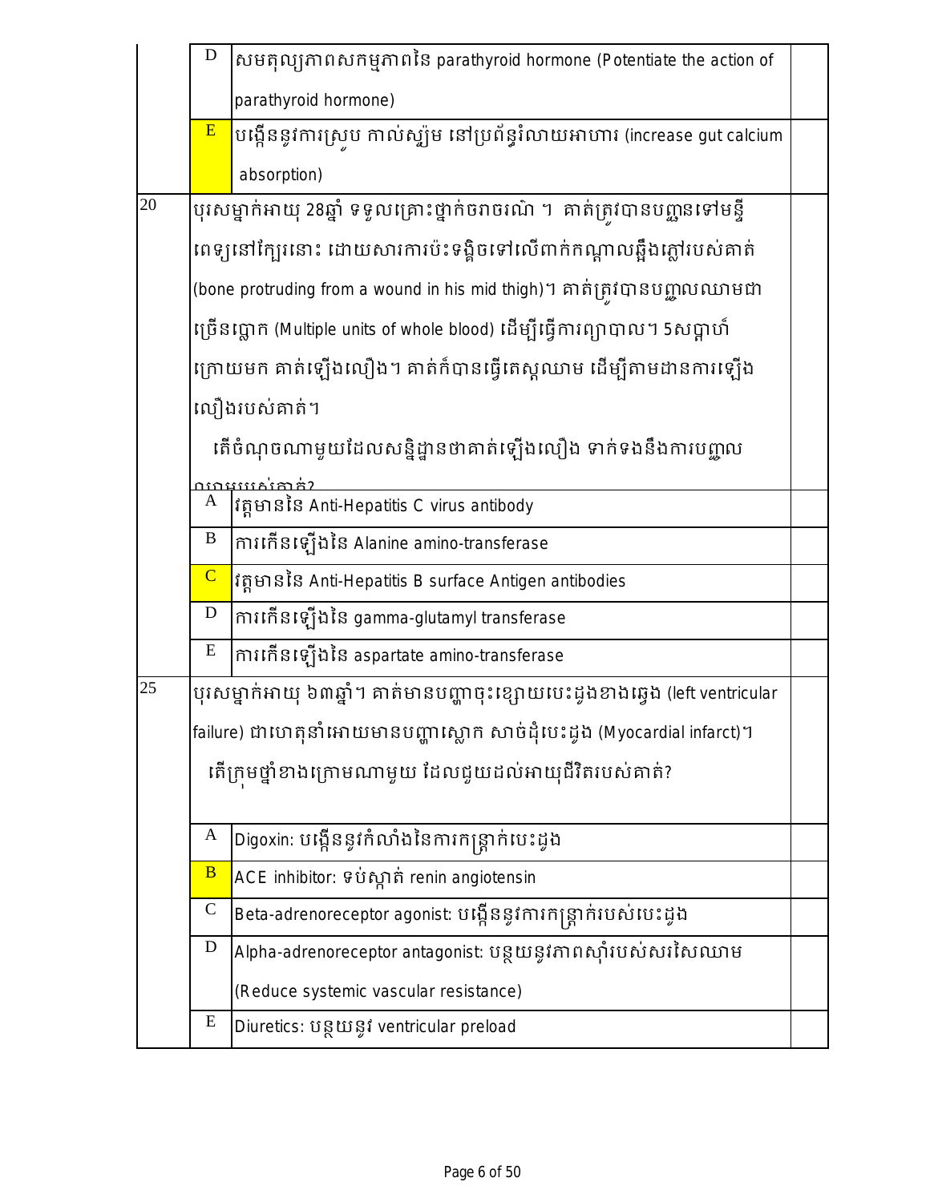| | | | |
|---|---|---|---|
| | D | សមតុល្យភាពសកម្មភាពនៃ parathyroid hormone (Potentiate the action of parathyroid hormone) | |
| | E | បង្កើននូវការស្រូប កាល់ស្យ៉ូម នៅប្រព័ន្ធរំលាយអាហារ (increase gut calcium absorption) | |
| 20 | បុរសម្នាក់អាយុ 28ឆ្នាំ ទទួលគ្រោះថ្នាក់ចរាចរណ៍ ។ គាត់ត្រូវបានបញ្ជូនទៅមន្ទីពេទ្យនៅក្បែរនោះ ដោយសារការប៉ះទង្គិចទៅលើពាក់កណ្តាលឆ្អឹងភ្លៅរបស់គាត់ (bone protruding from a wound in his mid thigh)។ គាត់ត្រូវបានបញ្ចូលឈាមជាច្រើនប្លោក (Multiple units of whole blood) ដើម្បីធ្វើការព្យាបាល។ 5សប្តាហ៍ក្រោយមក គាត់ឡើងលឿង។ គាត់ក៏បានធ្វើតេស្តឈាម ដើម្បីតាមដានការឡើងលឿងរបស់គាត់។<br>តើចំណុចណាមួយដែលសន្និដ្ឋានថាគាត់ឡើងលឿង ទាក់ទងនឹងការបញ្ចូលឈាមរបស់គាត់? | | |
| | A | វត្តមាននៃ Anti-Hepatitis C virus antibody | |
| | B | ការកើនឡើងនៃ Alanine amino-transferase | |
| | C | វត្តមាននៃ Anti-Hepatitis B surface Antigen antibodies | |
| | D | ការកើនឡើងនៃ gamma-glutamyl transferase | |
| | E | ការកើនឡើងនៃ aspartate amino-transferase | |
| 25 | បុរសម្នាក់អាយុ ៦៣ឆ្នាំ។ គាត់មានបញ្ហាចុះខ្សោយបេះដូងខាងឆ្វេង (left ventricular failure) ជាហេតុនាំអោយមានបញ្ហាស្លោក សាច់ដុំបេះដូង (Myocardial infarct)។<br>តើក្រុមថ្នាំខាងក្រោមណាមួយ ដែលជួយដល់អាយុជីវិតរបស់គាត់? | | |
| | A | Digoxin: បង្កើននូវកំលាំងនៃការកន្ត្រាក់បេះដូង | |
| | B | ACE inhibitor: ទប់ស្កាត់ renin angiotensin | |
| | C | Beta-adrenoreceptor agonist: បង្កើននូវការកន្ត្រាក់របស់បេះដូង | |
| | D | Alpha-adrenoreceptor antagonist: បន្ថយនូវភាពស៊ាំរបស់សរសៃឈាម (Reduce systemic vascular resistance) | |
| | E | Diuretics: បន្ថយនូវ ventricular preload | |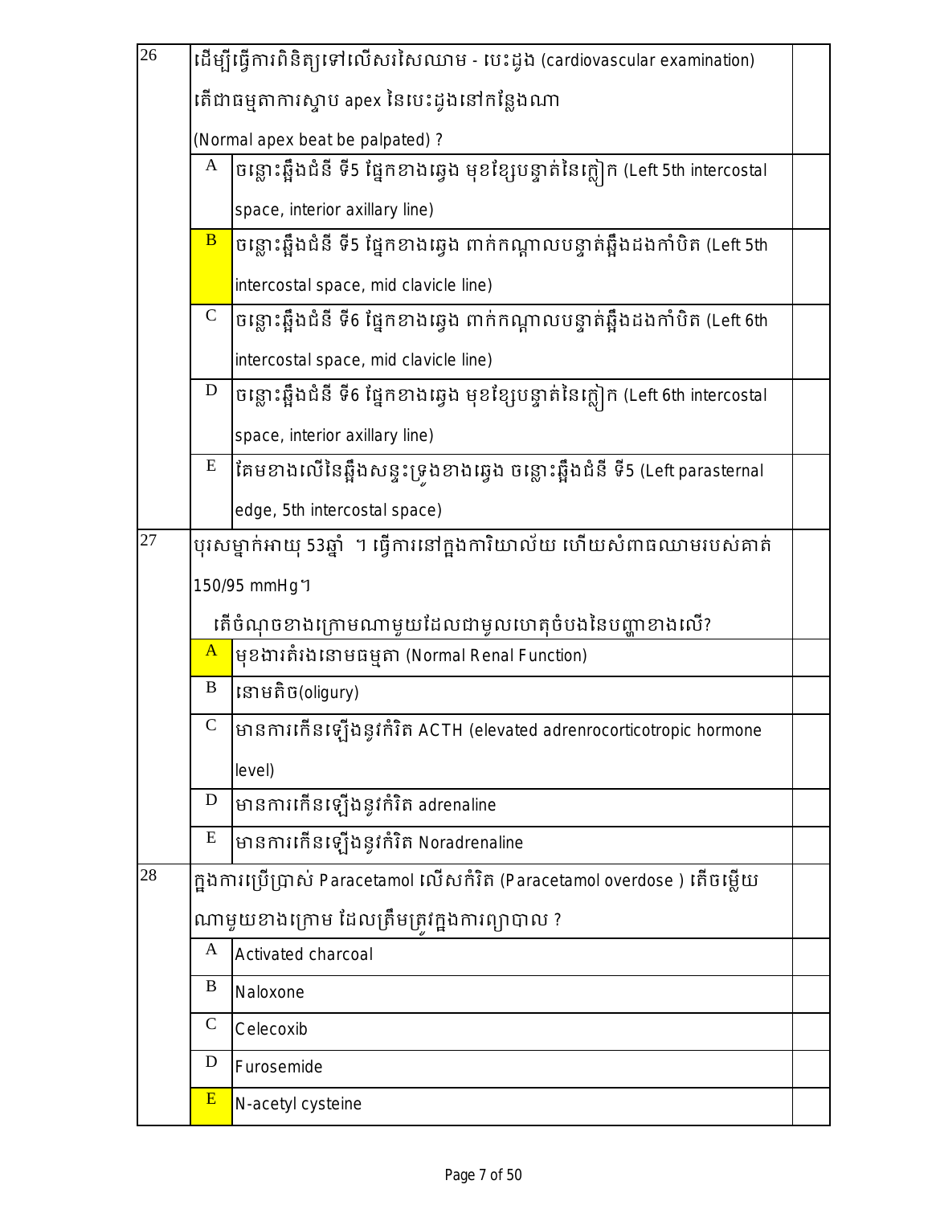| | | | |
|---|---|---|---|
| 26 | ដើម្បីធ្វើការពិនិត្យទៅលើសរសៃឈាម - បេះដូង (cardiovascular examination) តើជាធម្មតាការស្ទាប apex នៃបេះដូងនៅកន្លែងណា (Normal apex beat be palpated) ? | | |
| | A | ចន្លោះឆ្អឹងជំនី ទី5 ផ្នែកខាងឆ្វេង មុខខ្សែបន្ទាត់នៃក្លៀក (Left 5th intercostal space, interior axillary line) | |
| | B | ចន្លោះឆ្អឹងជំនី ទី5 ផ្នែកខាងឆ្វេង ពាក់កណ្តាលបន្ទាត់ឆ្អឹងដងកាំបិត (Left 5th intercostal space, mid clavicle line) | |
| | C | ចន្លោះឆ្អឹងជំនី ទី6 ផ្នែកខាងឆ្វេង ពាក់កណ្តាលបន្ទាត់ឆ្អឹងដងកាំបិត (Left 6th intercostal space, mid clavicle line) | |
| | D | ចន្លោះឆ្អឹងជំនី ទី6 ផ្នែកខាងឆ្វេង មុខខ្សែបន្ទាត់នៃក្លៀក (Left 6th intercostal space, interior axillary line) | |
| | E | គែមខាងលើនៃឆ្អឹងសន្ទះទ្រូងខាងឆ្វេង ចន្លោះឆ្អឹងជំនី ទី5 (Left parasternal edge, 5th intercostal space) | |
| 27 | បុរសម្នាក់អាយុ 53ឆ្នាំ ។ ធ្វើការនៅក្នុងការិយាល័យ ហើយសំពាធឈាមរបស់គាត់ 150/95 mmHg។ តើចំណុចខាងក្រោមណាមួយដែលជាមូលហេតុចំបងនៃបញ្ហាខាងលើ? | | |
| | A | មុខងារតំរងនោមធម្មតា (Normal Renal Function) | |
| | B | នោមតិច(oligury) | |
| | C | មានការកើនឡើងនូវកំរិត ACTH (elevated adrenrocorticotropic hormone level) | |
| | D | មានការកើនឡើងនូវកំរិត adrenaline | |
| | E | មានការកើនឡើងនូវកំរិត Noradrenaline | |
| 28 | ក្នុងការប្រើប្រាស់ Paracetamol លើសកំរិត (Paracetamol overdose ) តើចម្លើយណាមួយខាងក្រោម ដែលត្រឹមត្រូវក្នុងការព្យាបាល ? | | |
| | A | Activated charcoal | |
| | B | Naloxone | |
| | C | Celecoxib | |
| | D | Furosemide | |
| | E | N-acetyl cysteine | |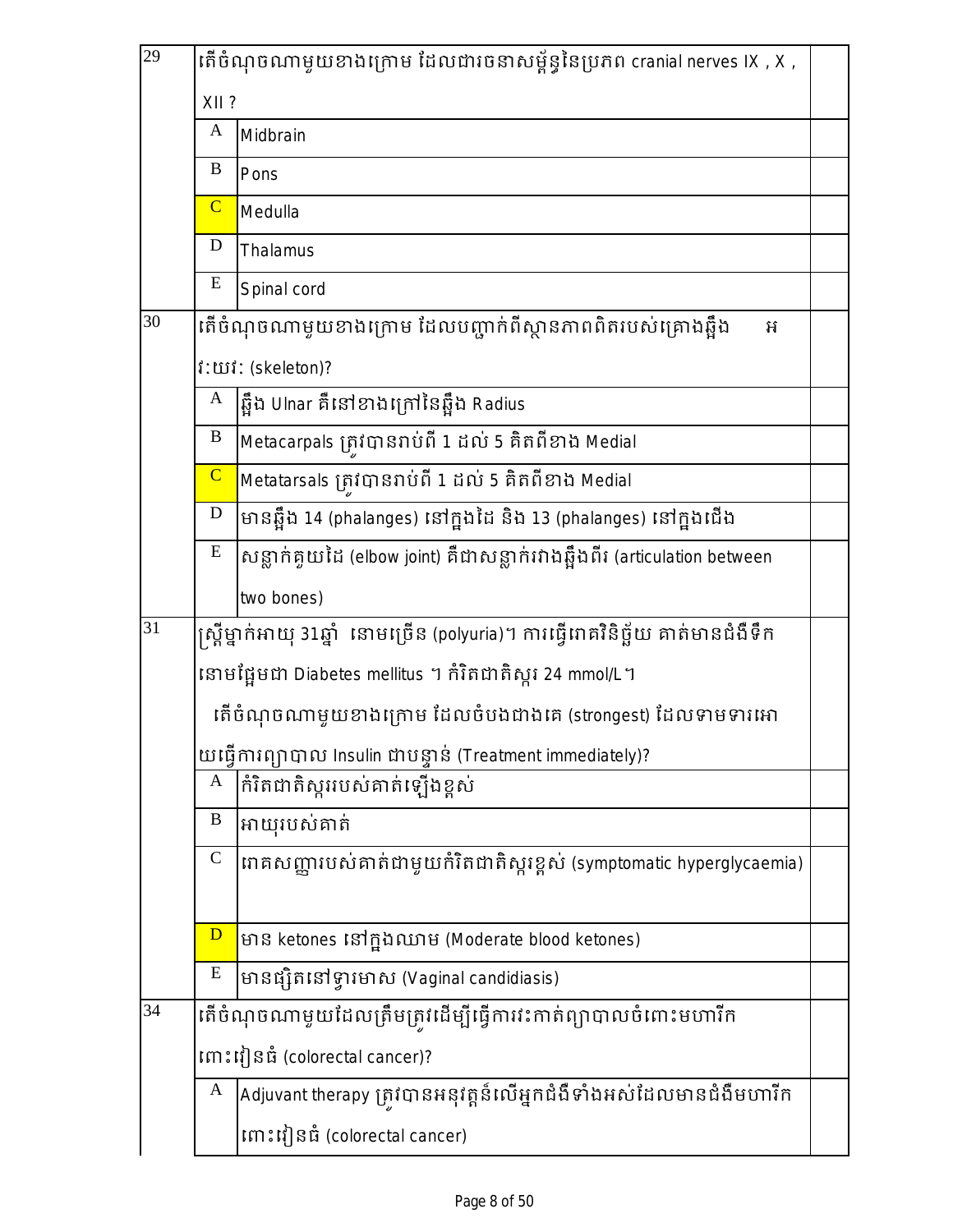| | | | |
|---|---|---|---|
| 29 | តើចំណុចណាមួយខាងក្រោម ដែលជារចនាសម្ព័ន្ធនៃប្រភព cranial nerves IX , X , XII ? | | |
| | A | Midbrain | |
| | B | Pons | |
| | C | Medulla | |
| | D | Thalamus | |
| | E | Spinal cord | |
| 30 | តើចំណុចណាមួយខាងក្រោម ដែលបញ្ជាក់ពីស្ថានភាពពិតរបស់គ្រោងឆ្អឹង អវៈយវៈ (skeleton)? | | |
| | A | ឆ្អឹង Ulnar គឺនៅខាងក្រៅនៃឆ្អឹង Radius | |
| | B | Metacarpals ត្រូវបានរាប់ពី 1 ដល់ 5 គិតពីខាង Medial | |
| | C | Metatarsals ត្រូវបានរាប់ពី 1 ដល់ 5 គិតពីខាង Medial | |
| | D | មានឆ្អឹង 14 (phalanges) នៅក្នុងដៃ និង 13 (phalanges) នៅក្នុងជើង | |
| | E | សន្លាក់គួយដៃ (elbow joint) គឺជាសន្លាក់រវាងឆ្អឹងពីរ (articulation between two bones) | |
| 31 | ស្ត្រីម្នាក់អាយុ 31ឆ្នាំ នោមច្រើន (polyuria)។ ការធ្វើរោគវិនិច្ឆ័យ គាត់មានជំងឺទឹកនោមផ្អែមជា Diabetes mellitus ។ កំរិតជាតិស្ករ 24 mmol/L។ តើចំណុចណាមួយខាងក្រោម ដែលចំបងជាងគេ (strongest) ដែលទាមទារអោយធ្វើការព្យាបាល Insulin ជាបន្ទាន់ (Treatment immediately)? | | |
| | A | កំរិតជាតិស្កររបស់គាត់ឡើងខ្ពស់ | |
| | B | អាយុរបស់គាត់ | |
| | C | រោគសញ្ញារបស់គាត់ជាមួយកំរិតជាតិស្ករខ្ពស់ (symptomatic hyperglycaemia) | |
| | D | មាន ketones នៅក្នុងឈាម (Moderate blood ketones) | |
| | E | មានផ្សិតនៅទ្វារមាស (Vaginal candidiasis) | |
| 34 | តើចំណុចណាមួយដែលត្រឹមត្រូវដើម្បីធ្វើការវះកាត់ព្យាបាលចំពោះមហារីកពោះវៀនធំ (colorectal cancer)? | | |
| | A | Adjuvant therapy ត្រូវបានអនុវត្តន៍លើអ្នកជំងឺទាំងអស់ដែលមានជំងឺមហារីកពោះវៀនធំ (colorectal cancer) | |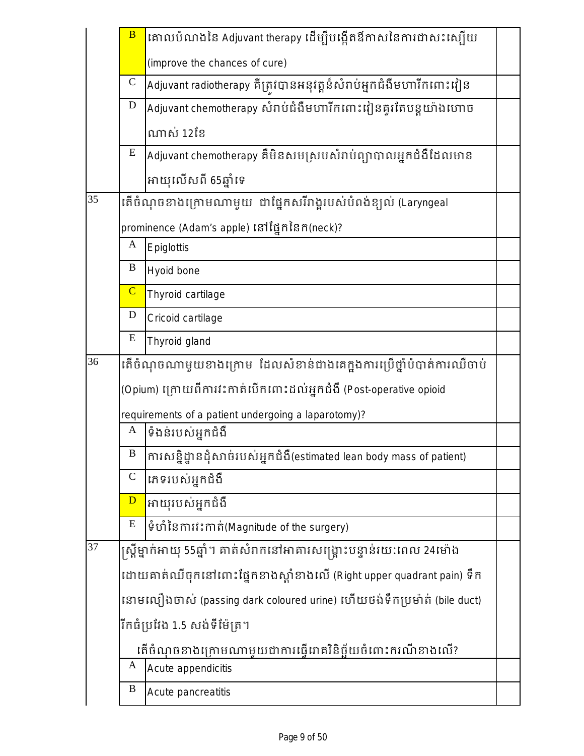| | | | |
|---|---|---|---|
| | B | គោលបំណងនៃ Adjuvant therapy ដើម្បីបង្កើតឪកាសនៃការជាសះស្បើយ (improve the chances of cure) | |
| | C | Adjuvant radiotherapy គឺត្រូវបានអនុវត្តន៍សំរាប់អ្នកជំងឺមហារីកពោះវៀន | |
| | D | Adjuvant chemotherapy សំរាប់ជំងឺមហារីកពោះវៀនគួរតែបន្តយ៉ាងហោចណាស់ 12ខែ | |
| | E | Adjuvant chemotherapy គឺមិនសមស្របសំរាប់ព្យាបាលអ្នកជំងឺដែលមានអាយុលើសពី 65ឆ្នាំទេ | |
| 35 | តើចំណុចខាងក្រោមណាមួយ ជាផ្នែកសរីរាង្គរបស់បំពង់ខ្យល់ (Laryngeal prominence (Adam's apple) នៅផ្នែកនៃក(neck)? | | |
| | A | Epiglottis | |
| | B | Hyoid bone | |
| | C | Thyroid cartilage | |
| | D | Cricoid cartilage | |
| | E | Thyroid gland | |
| 36 | តើចំណុចណាមួយខាងក្រោម ដែលសំខាន់ជាងគេក្នុងការប្រើថ្នាំបំបាត់ការឈឺចាប់ (Opium) ក្រោយពីការវះកាត់បើកពោះដល់អ្នកជំងឺ (Post-operative opioid requirements of a patient undergoing a laparotomy)? | | |
| | A | ទំងន់របស់អ្នកជំងឺ | |
| | B | ការសន្និដ្ឋានដុំសាច់របស់អ្នកជំងឺ(estimated lean body mass of patient) | |
| | C | ភេទរបស់អ្នកជំងឺ | |
| | D | អាយុរបស់អ្នកជំងឺ | |
| | E | ទំហំនៃការវះកាត់(Magnitude of the surgery) | |
| 37 | ស្ត្រីម្នាក់អាយុ 55ឆ្នាំ។ គាត់សំរាកនៅអាគារសង្គ្រោះបន្ទាន់រយៈពេល 24ម៉ោង ដោយគាត់ឈឺចុកនៅពោះផ្នែកខាងស្តាំខាងលើ (Right upper quadrant pain) ទឹកនោមលឿងចាស់ (passing dark coloured urine) ហើយថង់ទឹកប្រម៉ាត់ (bile duct) រីកធំប្រវែង 1.5 សង់ទីម៉ែត្រ។<br>តើចំណុចខាងក្រោមណាមួយជាការធ្វើរោគវិនិច្ឆ័យចំពោះករណីខាងលើ? | | |
| | A | Acute appendicitis | |
| | B | Acute pancreatitis | |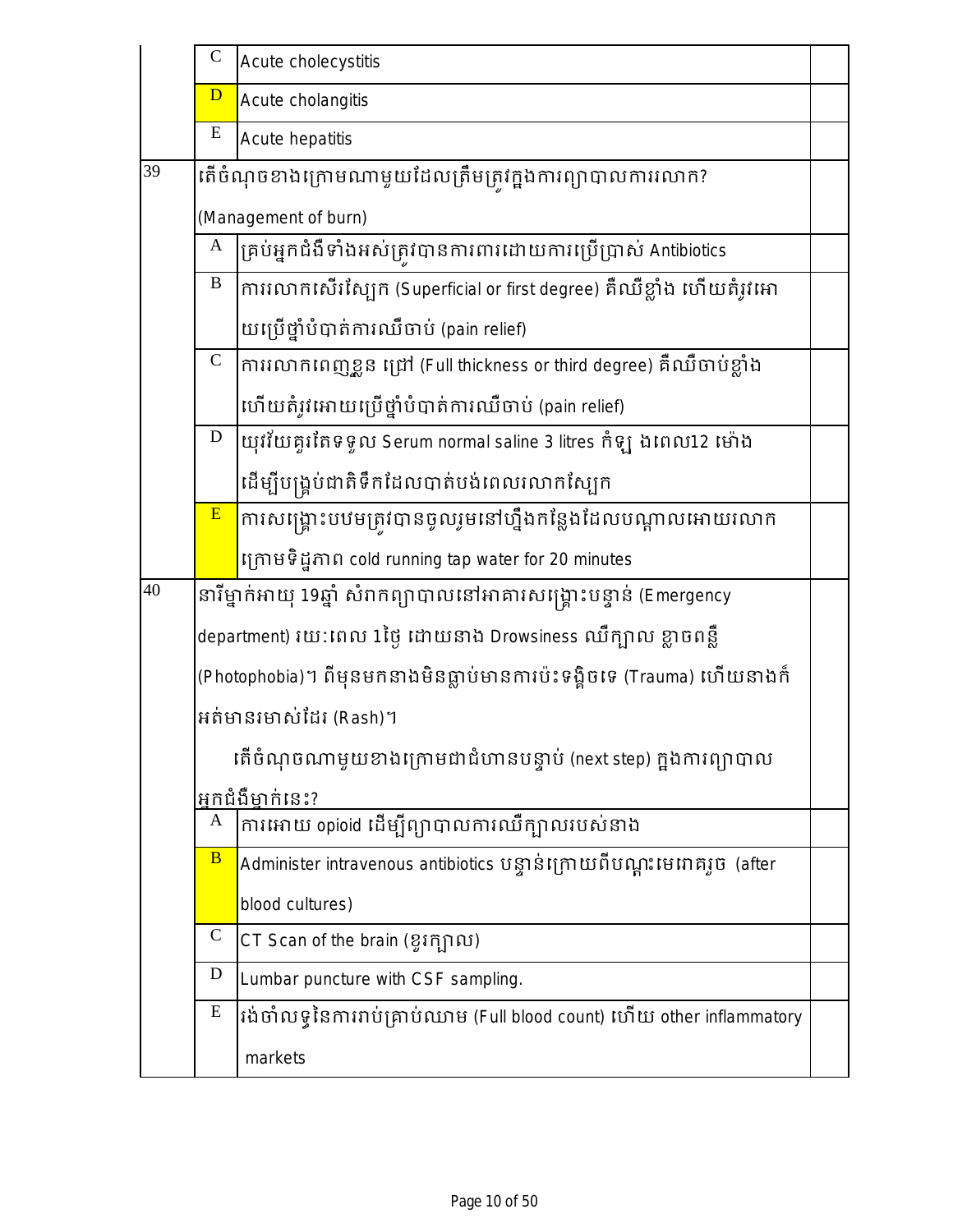| | | | |
|---|---|---|---|
| | C | Acute cholecystitis | |
| | D | Acute cholangitis | |
| | E | Acute hepatitis | |
| 39 | តើចំណុចខាងក្រោមណាមួយដែលត្រឹមត្រូវក្នុងការព្យាបាលការរលាក? (Management of burn) | | |
| | A | គ្រប់អ្នកជំងឺទាំងអស់ត្រូវបានការពារដោយការប្រើប្រាស់ Antibiotics | |
| | B | ការរលាកសើរស្បែក (Superficial or first degree) គឺឈឺខ្លាំង ហើយតំរូវអោយប្រើថ្នាំបំបាត់ការឈឺចាប់ (pain relief) | |
| | C | ការរលាកពេញខ្លួន ជ្រៅ (Full thickness or third degree) គឺឈឺចាប់ខ្លាំង ហើយតំរូវអោយប្រើថ្នាំបំបាត់ការឈឺចាប់ (pain relief) | |
| | D | យុវវ័យគួរតែទទួល Serum normal saline 3 litres កំឡុងពេល12 ម៉ោង ដើម្បីបង្គ្រប់ជាតិទឹកដែលបាត់បង់ពេលរលាកស្បែក | |
| | E | ការសង្គ្រោះបឋមត្រូវបានចូលរួមនៅហ្នឹងកន្លែងដែលបណ្តាលអោយរលាក ក្រោមទិដ្ឋភាព cold running tap water for 20 minutes | |
| 40 | នារីម្នាក់អាយុ 19ឆ្នាំ សំរាកព្យាបាលនៅអាគារសង្គ្រោះបន្ទាន់ (Emergency department) រយៈពេល 1ថ្ងៃ ដោយនាង Drowsiness ឈឺក្បាល ខ្លាចពន្លឺ (Photophobia)។ ពីមុនមកនាងមិនធ្លាប់មានការប៉ះទង្គិចទេ (Trauma) ហើយនាងក៏អត់មានរមាស់ដែរ (Rash)។ តើចំណុចណាមួយខាងក្រោមជាជំហានបន្ទាប់ (next step) ក្នុងការព្យាបាលអ្នកជំងឺម្នាក់នេះ? | | |
| | A | ការអោយ opioid ដើម្បីព្យាបាលការឈឺក្បាលរបស់នាង | |
| | B | Administer intravenous antibiotics បន្ទាន់ក្រោយពីបណ្តុះមេរោគរួច (after blood cultures) | |
| | C | CT Scan of the brain (ខួរក្បាល) | |
| | D | Lumbar puncture with CSF sampling. | |
| | E | រង់ចាំលទ្ធនៃការរាប់គ្រាប់ឈាម (Full blood count) ហើយ other inflammatory markets | |